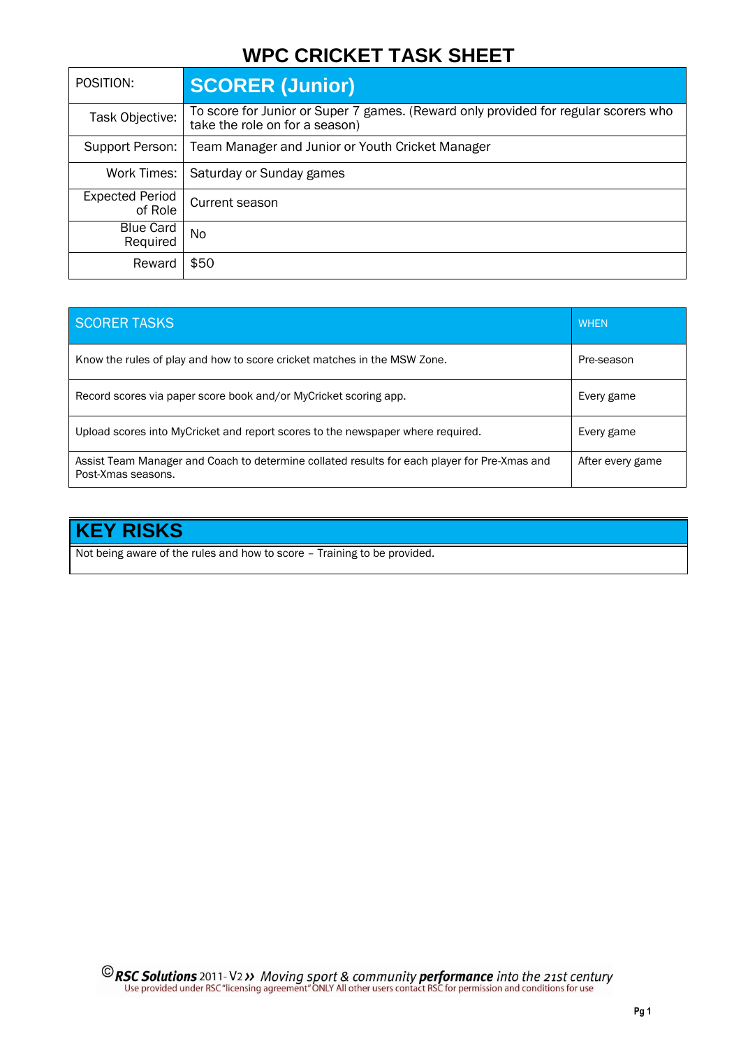# WPC CRICKET TASK SHEET

| POSITION: | **SCORER (Junior)** |
|---|---|
| Task Objective: | To score for Junior or Super 7 games. (Reward only provided for regular scorers who take the role on for a season) |
| Support Person: | Team Manager and Junior or Youth Cricket Manager |
| Work Times: | Saturday or Sunday games |
| Expected Period of Role | Current season |
| Blue Card Required | No |
| Reward | $50 |

| SCORER TASKS | WHEN |
|---|---|
| Know the rules of play and how to score cricket matches in the MSW Zone. | Pre-season |
| Record scores via paper score book and/or MyCricket scoring app. | Every game |
| Upload scores into MyCricket and report scores to the newspaper where required. | Every game |
| Assist Team Manager and Coach to determine collated results for each player for Pre-Xmas and Post-Xmas seasons. | After every game |

## KEY RISKS

Not being aware of the rules and how to score – Training to be provided.

©**RSC Solutions** 2011- V2 ›› *Moving sport & community* ***performance*** *into the 21st century*
Use provided under RSC "licensing agreement" ONLY All other users contact RSC for permission and conditions for use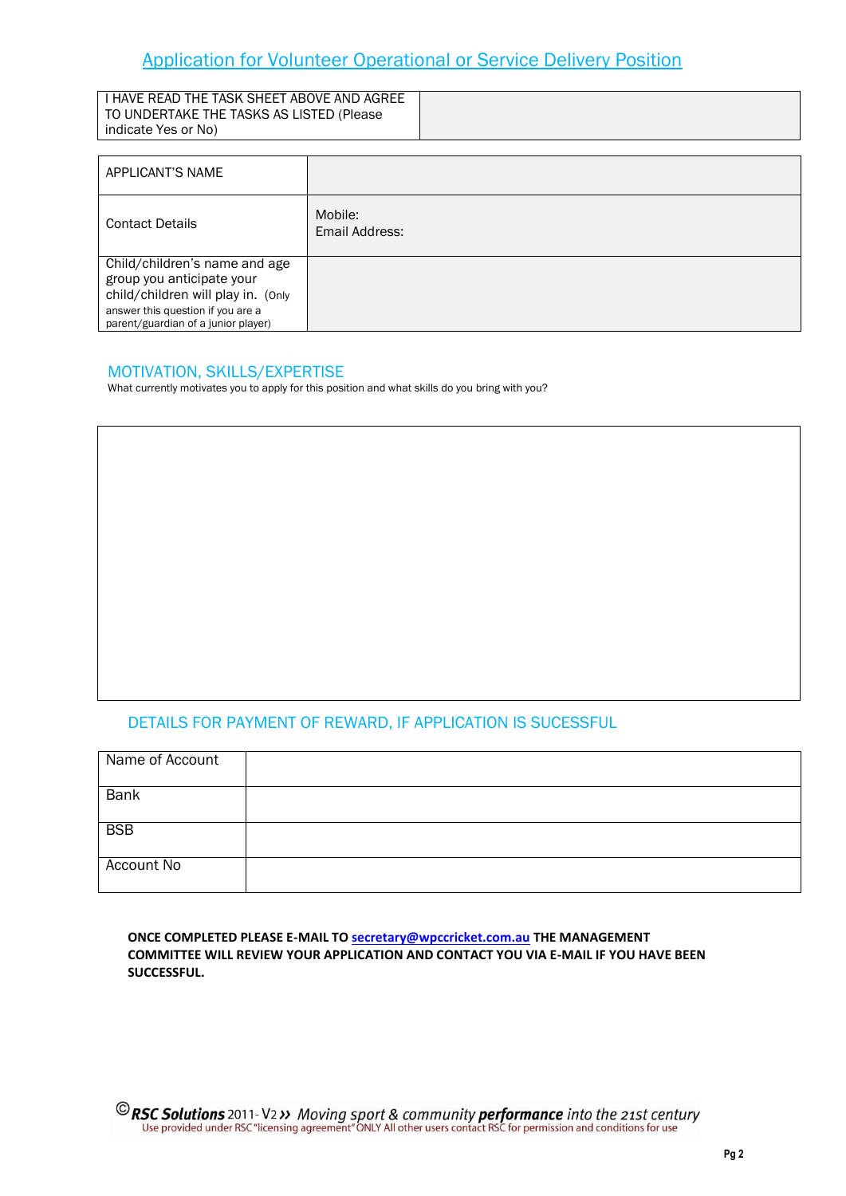# Application for Volunteer Operational or Service Delivery Position

| | |
|---|---|
| I HAVE READ THE TASK SHEET ABOVE AND AGREE TO UNDERTAKE THE TASKS AS LISTED (Please indicate Yes or No) | |

| | |
|---|---|
| APPLICANT'S NAME | |
| Contact Details | Mobile:<br>Email Address: |
| Child/children's name and age group you anticipate your child/children will play in. (Only answer this question if you are a parent/guardian of a junior player) | |

## MOTIVATION, SKILLS/EXPERTISE

What currently motivates you to apply for this position and what skills do you bring with you?

## DETAILS FOR PAYMENT OF REWARD, IF APPLICATION IS SUCESSFUL

| | |
|---|---|
| Name of Account | |
| Bank | |
| BSB | |
| Account No | |

**ONCE COMPLETED PLEASE E-MAIL TO secretary@wpccricket.com.au THE MANAGEMENT COMMITTEE WILL REVIEW YOUR APPLICATION AND CONTACT YOU VIA E-MAIL IF YOU HAVE BEEN SUCCESSFUL.**

©**RSC Solutions** 2011- V2 ›› *Moving sport & community* ***performance*** *into the 21st century*
Use provided under RSC "licensing agreement" ONLY All other users contact RSC for permission and conditions for use